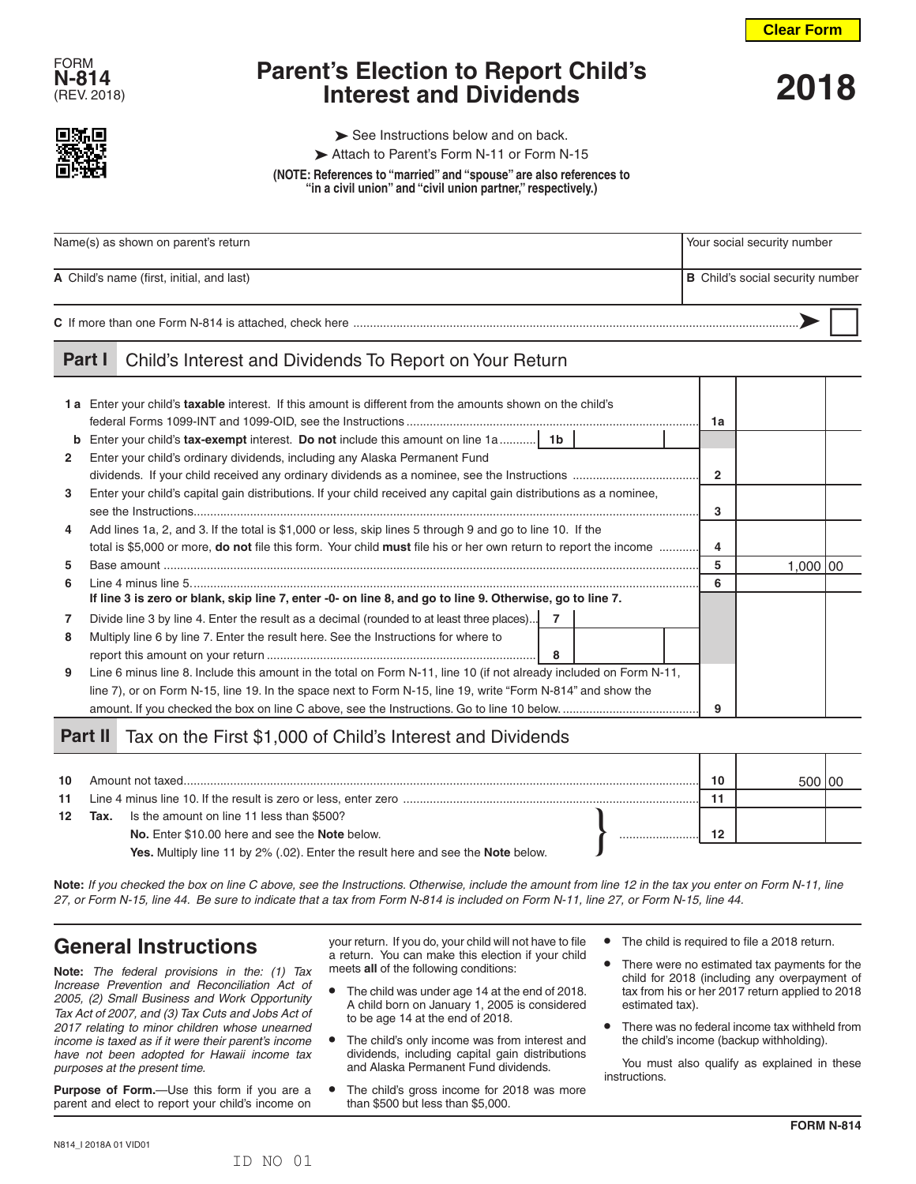FORM **N-814**
(REV. 2018)

# Parent's Election to Report Child's Interest and Dividends

**2018**

➤ See Instructions below and on back.
➤ Attach to Parent's Form N-11 or Form N-15

**(NOTE: References to "married" and "spouse" are also references to "in a civil union" and "civil union partner," respectively.)**

| Name(s) as shown on parent's return | Your social security number |
|---|---|
| **A** Child's name (first, initial, and last) | **B** Child's social security number |

**C** If more than one Form N-814 is attached, check here ➤ ☐

## Part I Child's Interest and Dividends To Report on Your Return

| Line | Description | | | Line | Amount |
|---|---|---|---|---|---|
| **1 a** | Enter your child's **taxable** interest. If this amount is different from the amounts shown on the child's federal Forms 1099-INT and 1099-OID, see the Instructions | | | 1a | |
| **b** | Enter your child's **tax-exempt** interest. **Do not** include this amount on line 1a | 1b | | | |
| **2** | Enter your child's ordinary dividends, including any Alaska Permanent Fund dividends. If your child received any ordinary dividends as a nominee, see the Instructions | | | 2 | |
| **3** | Enter your child's capital gain distributions. If your child received any capital gain distributions as a nominee, see the Instructions | | | 3 | |
| **4** | Add lines 1a, 2, and 3. If the total is $1,000 or less, skip lines 5 through 9 and go to line 10. If the total is $5,000 or more, **do not** file this form. Your child **must** file his or her own return to report the income | | | 4 | |
| **5** | Base amount | | | 5 | 1,000 00 |
| **6** | Line 4 minus line 5. **If line 3 is zero or blank, skip line 7, enter -0- on line 8, and go to line 9. Otherwise, go to line 7.** | | | 6 | |
| **7** | Divide line 3 by line 4. Enter the result as a decimal (rounded to at least three places) | 7 | | | |
| **8** | Multiply line 6 by line 7. Enter the result here. See the Instructions for where to report this amount on your return | 8 | | | |
| **9** | Line 6 minus line 8. Include this amount in the total on Form N-11, line 10 (if not already included on Form N-11, line 7), or on Form N-15, line 19. In the space next to Form N-15, line 19, write "Form N-814" and show the amount. If you checked the box on line C above, see the Instructions. Go to line 10 below. | | | 9 | |

## Part II Tax on the First $1,000 of Child's Interest and Dividends

| Line | Description | Line | Amount |
|---|---|---|---|
| **10** | Amount not taxed | 10 | 500 00 |
| **11** | Line 4 minus line 10. If the result is zero or less, enter zero | 11 | |
| **12** | **Tax.** Is the amount on line 11 less than $500? **No.** Enter $10.00 here and see the **Note** below. **Yes.** Multiply line 11 by 2% (.02). Enter the result here and see the **Note** below. | 12 | |

**Note:** *If you checked the box on line C above, see the Instructions. Otherwise, include the amount from line 12 in the tax you enter on Form N-11, line 27, or Form N-15, line 44. Be sure to indicate that a tax from Form N-814 is included on Form N-11, line 27, or Form N-15, line 44.*

## General Instructions

**Note:** *The federal provisions in the: (1) Tax Increase Prevention and Reconciliation Act of 2005, (2) Small Business and Work Opportunity Tax Act of 2007, and (3) Tax Cuts and Jobs Act of 2017 relating to minor children whose unearned income is taxed as if it were their parent's income have not been adopted for Hawaii income tax purposes at the present time.*

**Purpose of Form.**—Use this form if you are a parent and elect to report your child's income on your return. If you do, your child will not have to file a return. You can make this election if your child meets **all** of the following conditions:

- The child was under age 14 at the end of 2018. A child born on January 1, 2005 is considered to be age 14 at the end of 2018.
- The child's only income was from interest and dividends, including capital gain distributions and Alaska Permanent Fund dividends.
- The child's gross income for 2018 was more than $500 but less than $5,000.
- The child is required to file a 2018 return.
- There were no estimated tax payments for the child for 2018 (including any overpayment of tax from his or her 2017 return applied to 2018 estimated tax).
- There was no federal income tax withheld from the child's income (backup withholding).

You must also qualify as explained in these instructions.

N814_I 2018A 01 VID01

ID NO 01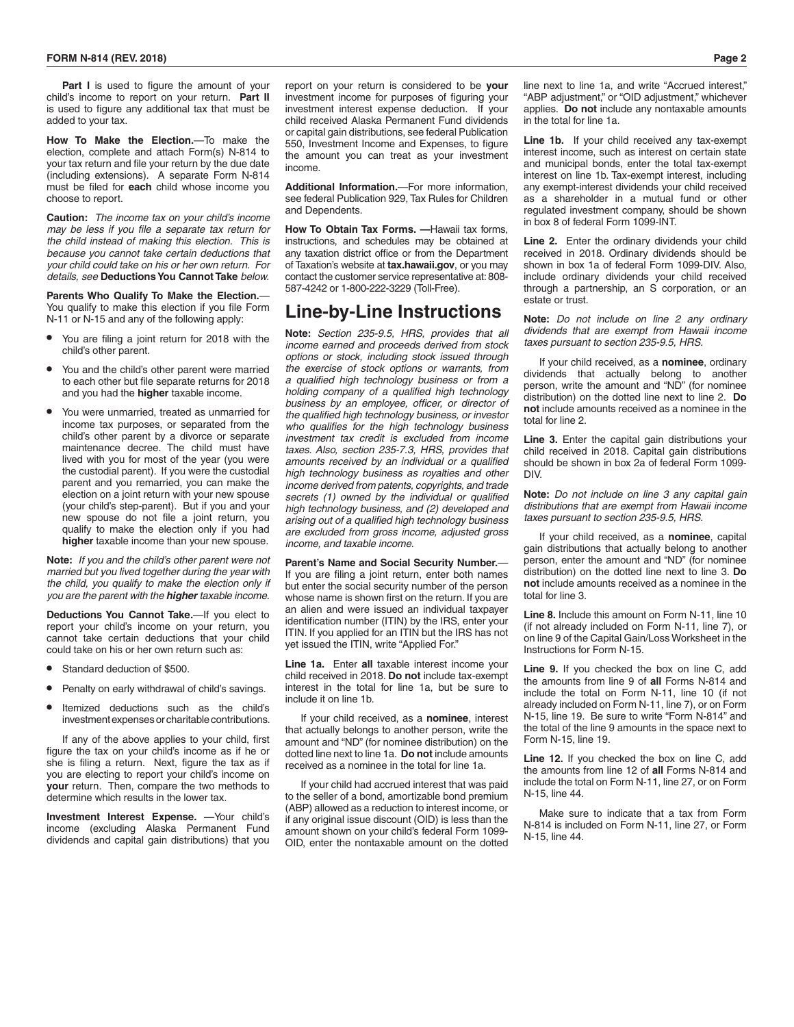**Part I** is used to figure the amount of your child's income to report on your return. **Part II** is used to figure any additional tax that must be added to your tax.

**How To Make the Election.**—To make the election, complete and attach Form(s) N-814 to your tax return and file your return by the due date (including extensions). A separate Form N-814 must be filed for **each** child whose income you choose to report.

**Caution:** *The income tax on your child's income may be less if you file a separate tax return for the child instead of making this election. This is because you cannot take certain deductions that your child could take on his or her own return. For details, see* **Deductions You Cannot Take** *below.*

**Parents Who Qualify To Make the Election.**—You qualify to make this election if you file Form N-11 or N-15 and any of the following apply:

- You are filing a joint return for 2018 with the child's other parent.
- You and the child's other parent were married to each other but file separate returns for 2018 and you had the **higher** taxable income.
- You were unmarried, treated as unmarried for income tax purposes, or separated from the child's other parent by a divorce or separate maintenance decree. The child must have lived with you for most of the year (you were the custodial parent). If you were the custodial parent and you remarried, you can make the election on a joint return with your new spouse (your child's step-parent). But if you and your new spouse do not file a joint return, you qualify to make the election only if you had **higher** taxable income than your new spouse.

**Note:** *If you and the child's other parent were not married but you lived together during the year with the child, you qualify to make the election only if you are the parent with the* ***higher*** *taxable income.*

**Deductions You Cannot Take.**—If you elect to report your child's income on your return, you cannot take certain deductions that your child could take on his or her own return such as:

- Standard deduction of $500.
- Penalty on early withdrawal of child's savings.
- Itemized deductions such as the child's investment expenses or charitable contributions.

If any of the above applies to your child, first figure the tax on your child's income as if he or she is filing a return. Next, figure the tax as if you are electing to report your child's income on **your** return. Then, compare the two methods to determine which results in the lower tax.

**Investment Interest Expense. —**Your child's income (excluding Alaska Permanent Fund dividends and capital gain distributions) that you report on your return is considered to be **your** investment income for purposes of figuring your investment interest expense deduction. If your child received Alaska Permanent Fund dividends or capital gain distributions, see federal Publication 550, Investment Income and Expenses, to figure the amount you can treat as your investment income.

**Additional Information.**—For more information, see federal Publication 929, Tax Rules for Children and Dependents.

**How To Obtain Tax Forms. —**Hawaii tax forms, instructions, and schedules may be obtained at any taxation district office or from the Department of Taxation's website at **tax.hawaii.gov**, or you may contact the customer service representative at: 808-587-4242 or 1-800-222-3229 (Toll-Free).

## Line-by-Line Instructions

**Note:** *Section 235-9.5, HRS, provides that all income earned and proceeds derived from stock options or stock, including stock issued through the exercise of stock options or warrants, from a qualified high technology business or from a holding company of a qualified high technology business by an employee, officer, or director of the qualified high technology business, or investor who qualifies for the high technology business investment tax credit is excluded from income taxes. Also, section 235-7.3, HRS, provides that amounts received by an individual or a qualified high technology business as royalties and other income derived from patents, copyrights, and trade secrets (1) owned by the individual or qualified high technology business, and (2) developed and arising out of a qualified high technology business are excluded from gross income, adjusted gross income, and taxable income.*

**Parent's Name and Social Security Number.**—If you are filing a joint return, enter both names but enter the social security number of the person whose name is shown first on the return. If you are an alien and were issued an individual taxpayer identification number (ITIN) by the IRS, enter your ITIN. If you applied for an ITIN but the IRS has not yet issued the ITIN, write "Applied For."

**Line 1a.** Enter **all** taxable interest income your child received in 2018. **Do not** include tax-exempt interest in the total for line 1a, but be sure to include it on line 1b.

If your child received, as a **nominee**, interest that actually belongs to another person, write the amount and "ND" (for nominee distribution) on the dotted line next to line 1a. **Do not** include amounts received as a nominee in the total for line 1a.

If your child had accrued interest that was paid to the seller of a bond, amortizable bond premium (ABP) allowed as a reduction to interest income, or if any original issue discount (OID) is less than the amount shown on your child's federal Form 1099-OID, enter the nontaxable amount on the dotted line next to line 1a, and write "Accrued interest," "ABP adjustment," or "OID adjustment," whichever applies. **Do not** include any nontaxable amounts in the total for line 1a.

**Line 1b.** If your child received any tax-exempt interest income, such as interest on certain state and municipal bonds, enter the total tax-exempt interest on line 1b. Tax-exempt interest, including any exempt-interest dividends your child received as a shareholder in a mutual fund or other regulated investment company, should be shown in box 8 of federal Form 1099-INT.

**Line 2.** Enter the ordinary dividends your child received in 2018. Ordinary dividends should be shown in box 1a of federal Form 1099-DIV. Also, include ordinary dividends your child received through a partnership, an S corporation, or an estate or trust.

**Note:** *Do not include on line 2 any ordinary dividends that are exempt from Hawaii income taxes pursuant to section 235-9.5, HRS.*

If your child received, as a **nominee**, ordinary dividends that actually belong to another person, write the amount and "ND" (for nominee distribution) on the dotted line next to line 2. **Do not** include amounts received as a nominee in the total for line 2.

**Line 3.** Enter the capital gain distributions your child received in 2018. Capital gain distributions should be shown in box 2a of federal Form 1099-DIV.

**Note:** *Do not include on line 3 any capital gain distributions that are exempt from Hawaii income taxes pursuant to section 235-9.5, HRS.*

If your child received, as a **nominee**, capital gain distributions that actually belong to another person, enter the amount and "ND" (for nominee distribution) on the dotted line next to line 3. **Do not** include amounts received as a nominee in the total for line 3.

**Line 8.** Include this amount on Form N-11, line 10 (if not already included on Form N-11, line 7), or on line 9 of the Capital Gain/Loss Worksheet in the Instructions for Form N-15.

**Line 9.** If you checked the box on line C, add the amounts from line 9 of **all** Forms N-814 and include the total on Form N-11, line 10 (if not already included on Form N-11, line 7), or on Form N-15, line 19. Be sure to write "Form N-814" and the total of the line 9 amounts in the space next to Form N-15, line 19.

**Line 12.** If you checked the box on line C, add the amounts from line 12 of **all** Forms N-814 and include the total on Form N-11, line 27, or on Form N-15, line 44.

Make sure to indicate that a tax from Form N-814 is included on Form N-11, line 27, or Form N-15, line 44.